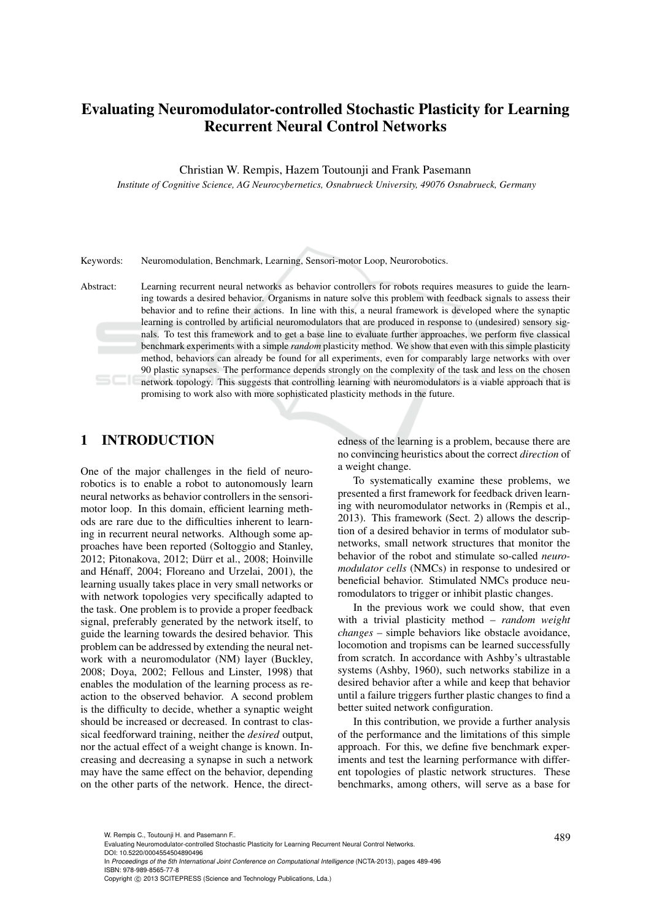# Evaluating Neuromodulator-controlled Stochastic Plasticity for Learning Recurrent Neural Control Networks

Christian W. Rempis, Hazem Toutounji and Frank Pasemann

*Institute of Cognitive Science, AG Neurocybernetics, Osnabrueck University, 49076 Osnabrueck, Germany*

Keywords: Neuromodulation, Benchmark, Learning, Sensori-motor Loop, Neurorobotics.

Abstract: Learning recurrent neural networks as behavior controllers for robots requires measures to guide the learning towards a desired behavior. Organisms in nature solve this problem with feedback signals to assess their behavior and to refine their actions. In line with this, a neural framework is developed where the synaptic learning is controlled by artificial neuromodulators that are produced in response to (undesired) sensory signals. To test this framework and to get a base line to evaluate further approaches, we perform five classical benchmark experiments with a simple *random* plasticity method. We show that even with this simple plasticity method, behaviors can already be found for all experiments, even for comparably large networks with over 90 plastic synapses. The performance depends strongly on the complexity of the task and less on the chosen network topology. This suggests that controlling learning with neuromodulators is a viable approach that is promising to work also with more sophisticated plasticity methods in the future.

## 1 INTRODUCTION

One of the major challenges in the field of neurorobotics is to enable a robot to autonomously learn neural networks as behavior controllers in the sensorimotor loop. In this domain, efficient learning methods are rare due to the difficulties inherent to learning in recurrent neural networks. Although some approaches have been reported (Soltoggio and Stanley, 2012; Pitonakova, 2012; Dürr et al., 2008; Hoinville and Hénaff, 2004; Floreano and Urzelai, 2001), the learning usually takes place in very small networks or with network topologies very specifically adapted to the task. One problem is to provide a proper feedback signal, preferably generated by the network itself, to guide the learning towards the desired behavior. This problem can be addressed by extending the neural network with a neuromodulator (NM) layer (Buckley, 2008; Doya, 2002; Fellous and Linster, 1998) that enables the modulation of the learning process as reaction to the observed behavior. A second problem is the difficulty to decide, whether a synaptic weight should be increased or decreased. In contrast to classical feedforward training, neither the *desired* output, nor the actual effect of a weight change is known. Increasing and decreasing a synapse in such a network may have the same effect on the behavior, depending on the other parts of the network. Hence, the directedness of the learning is a problem, because there are no convincing heuristics about the correct *direction* of a weight change.

To systematically examine these problems, we presented a first framework for feedback driven learning with neuromodulator networks in (Rempis et al., 2013). This framework (Sect. 2) allows the description of a desired behavior in terms of modulator subnetworks, small network structures that monitor the behavior of the robot and stimulate so-called *neuromodulator cells* (NMCs) in response to undesired or beneficial behavior. Stimulated NMCs produce neuromodulators to trigger or inhibit plastic changes.

In the previous work we could show, that even with a trivial plasticity method – *random weight changes* – simple behaviors like obstacle avoidance, locomotion and tropisms can be learned successfully from scratch. In accordance with Ashby's ultrastable systems (Ashby, 1960), such networks stabilize in a desired behavior after a while and keep that behavior until a failure triggers further plastic changes to find a better suited network configuration.

In this contribution, we provide a further analysis of the performance and the limitations of this simple approach. For this, we define five benchmark experiments and test the learning performance with different topologies of plastic network structures. These benchmarks, among others, will serve as a base for

W. Rempis C., Toutounji H. and Pasemann F..
Evaluating Neuromodulator-controlled Stochastic Plasticity for Learning Recurrent Neural Control Networks.
DOI: 10.5220/0004554504890496
In *Proceedings of the 5th International Joint Conference on Computational Intelligence* (NCTA-2013), pages 489-496
ISBN: 978-989-8565-77-8
Copyright © 2013 SCITEPRESS (Science and Technology Publications, Lda.)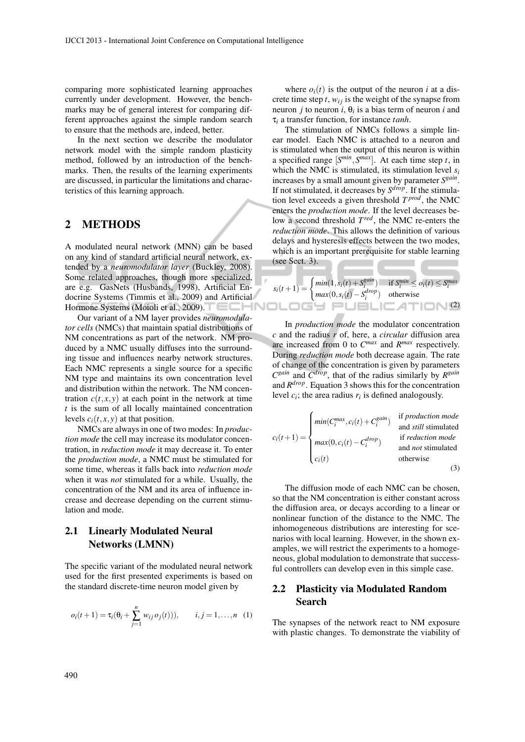comparing more sophisticated learning approaches currently under development. However, the benchmarks may be of general interest for comparing different approaches against the simple random search to ensure that the methods are, indeed, better.

In the next section we describe the modulator network model with the simple random plasticity method, followed by an introduction of the benchmarks. Then, the results of the learning experiments are discussed, in particular the limitations and characteristics of this learning approach.

## 2 METHODS

A modulated neural network (MNN) can be based on any kind of standard artificial neural network, extended by a *neuromodulator layer* (Buckley, 2008). Some related approaches, though more specialized, are e.g. GasNets (Husbands, 1998), Artificial Endocrine Systems (Timmis et al., 2009) and Artificial Hormone Systems (Moioli et al., 2009).

Our variant of a NM layer provides *neuromodulator cells* (NMCs) that maintain spatial distributions of NM concentrations as part of the network. NM produced by a NMC usually diffuses into the surrounding tissue and influences nearby network structures. Each NMC represents a single source for a specific NM type and maintains its own concentration level and distribution within the network. The NM concentration $c(t,x,y)$ at each point in the network at time $t$ is the sum of all locally maintained concentration levels $c_i(t,x,y)$ at that position.

NMCs are always in one of two modes: In *production mode* the cell may increase its modulator concentration, in *reduction mode* it may decrease it. To enter the *production mode*, a NMC must be stimulated for some time, whereas it falls back into *reduction mode* when it was *not* stimulated for a while. Usually, the concentration of the NM and its area of influence increase and decrease depending on the current stimulation and mode.

### 2.1 Linearly Modulated Neural Networks (LMNN)

The specific variant of the modulated neural network used for the first presented experiments is based on the standard discrete-time neuron model given by

$$o_i(t+1) = \tau_i(\theta_i + \sum_{j=1}^{n} w_{ij}\, o_j(t))), \qquad i,j = 1,\ldots,n \quad (1)$$

where $o_i(t)$ is the output of the neuron $i$ at a discrete time step $t$, $w_{ij}$ is the weight of the synapse from neuron $j$ to neuron $i$, $\theta_i$ is a bias term of neuron $i$ and $\tau_i$ a transfer function, for instance *tanh*.

The stimulation of NMCs follows a simple linear model. Each NMC is attached to a neuron and is stimulated when the output of this neuron is within a specified range $[S^{min}, S^{max}]$. At each time step $t$, in which the NMC is stimulated, its stimulation level $s_i$ increases by a small amount given by parameter $S^{gain}$. If not stimulated, it decreases by $S^{drop}$. If the stimulation level exceeds a given threshold $T^{prod}$, the NMC enters the *production mode*. If the level decreases below a second threshold $T^{red}$, the NMC re-enters the *reduction mode*. This allows the definition of various delays and hysteresis effects between the two modes, which is an important prerequisite for stable learning (see Sect. 3).

$$s_i(t+1) = \begin{cases} min(1, s_i(t) + S_i^{gain}) & \text{if } S_i^{min} \le o_i(t) \le S_i^{max} \\ max(0, s_i(t) - S_i^{drop}) & \text{otherwise} \end{cases} \quad (2)$$

In *production mode* the modulator concentration $c$ and the radius $r$ of, here, a *circular* diffusion area are increased from 0 to $C^{max}$ and $R^{max}$ respectively. During *reduction mode* both decrease again. The rate of change of the concentration is given by parameters $C^{gain}$ and $C^{drop}$, that of the radius similarly by $R^{gain}$ and $R^{drop}$. Equation 3 shows this for the concentration level $c_i$; the area radius $r_i$ is defined analogously.

$$c_i(t+1) = \begin{cases} min(C_i^{max}, c_i(t) + C_i^{gain}) & \text{if \textit{production mode} and \textit{still} stimulated} \\ max(0, c_i(t) - C_i^{drop}) & \text{if \textit{reduction mode} and \textit{not} stimulated} \\ c_i(t) & \text{otherwise} \end{cases} \quad (3)$$

The diffusion mode of each NMC can be chosen, so that the NM concentration is either constant across the diffusion area, or decays according to a linear or nonlinear function of the distance to the NMC. The inhomogeneous distributions are interesting for scenarios with local learning. However, in the shown examples, we will restrict the experiments to a homogeneous, global modulation to demonstrate that successful controllers can develop even in this simple case.

### 2.2 Plasticity via Modulated Random Search

The synapses of the network react to NM exposure with plastic changes. To demonstrate the viability of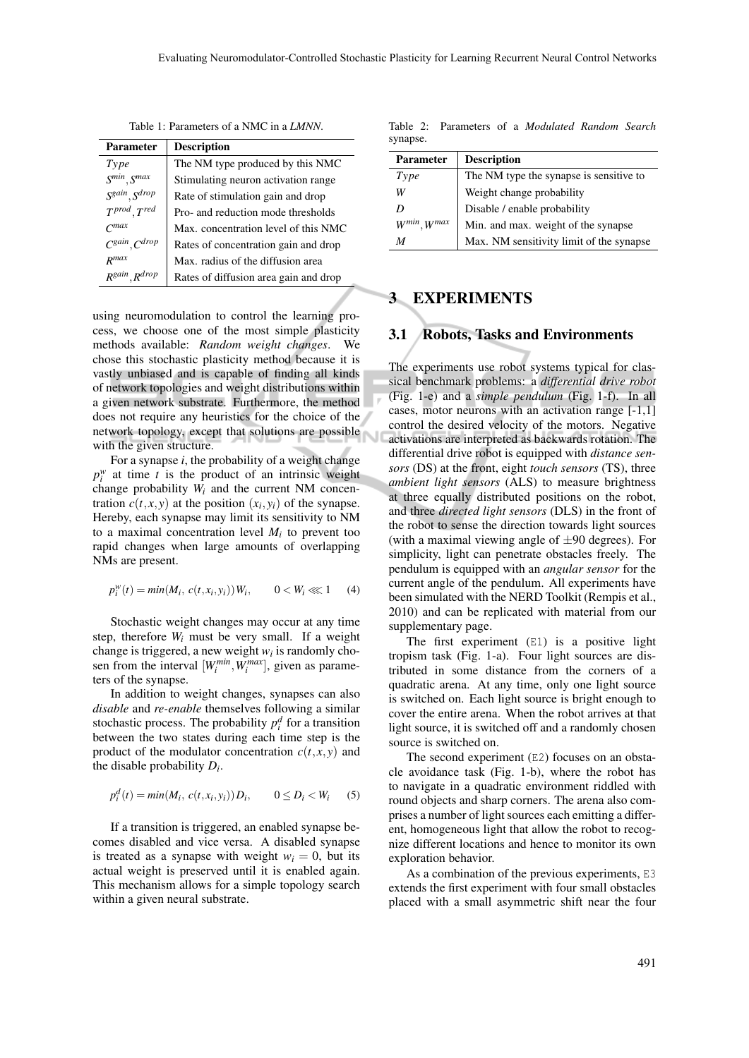Table 1: Parameters of a NMC in a *LMNN*.

| Parameter | Description |
|---|---|
| $Type$ | The NM type produced by this NMC |
| $S^{min}, S^{max}$ | Stimulating neuron activation range |
| $S^{gain}, S^{drop}$ | Rate of stimulation gain and drop |
| $T^{prod}, T^{red}$ | Pro- and reduction mode thresholds |
| $C^{max}$ | Max. concentration level of this NMC |
| $C^{gain}, C^{drop}$ | Rates of concentration gain and drop |
| $R^{max}$ | Max. radius of the diffusion area |
| $R^{gain}, R^{drop}$ | Rates of diffusion area gain and drop |

using neuromodulation to control the learning process, we choose one of the most simple plasticity methods available: *Random weight changes*. We chose this stochastic plasticity method because it is vastly unbiased and is capable of finding all kinds of network topologies and weight distributions within a given network substrate. Furthermore, the method does not require any heuristics for the choice of the network topology, except that solutions are possible with the given structure.

For a synapse $i$, the probability of a weight change $p_i^w$ at time $t$ is the product of an intrinsic weight change probability $W_i$ and the current NM concentration $c(t,x,y)$ at the position $(x_i,y_i)$ of the synapse. Hereby, each synapse may limit its sensitivity to NM to a maximal concentration level $M_i$ to prevent too rapid changes when large amounts of overlapping NMs are present.

$$p_i^w(t) = min(M_i,\, c(t,x_i,y_i))\,W_i, \qquad 0 < W_i \lll 1 \qquad (4)$$

Stochastic weight changes may occur at any time step, therefore $W_i$ must be very small. If a weight change is triggered, a new weight $w_i$ is randomly chosen from the interval $[W_i^{min}, W_i^{max}]$, given as parameters of the synapse.

In addition to weight changes, synapses can also *disable* and *re-enable* themselves following a similar stochastic process. The probability $p_i^d$ for a transition between the two states during each time step is the product of the modulator concentration $c(t,x,y)$ and the disable probability $D_i$.

$$p_i^d(t) = min(M_i,\, c(t,x_i,y_i))\,D_i, \qquad 0 \le D_i < W_i \qquad (5)$$

If a transition is triggered, an enabled synapse becomes disabled and vice versa. A disabled synapse is treated as a synapse with weight $w_i = 0$, but its actual weight is preserved until it is enabled again. This mechanism allows for a simple topology search within a given neural substrate.

Table 2: Parameters of a *Modulated Random Search* synapse.

| Parameter | Description |
|---|---|
| $Type$ | The NM type the synapse is sensitive to |
| $W$ | Weight change probability |
| $D$ | Disable / enable probability |
| $W^{min}, W^{max}$ | Min. and max. weight of the synapse |
| $M$ | Max. NM sensitivity limit of the synapse |

# 3 EXPERIMENTS

## 3.1 Robots, Tasks and Environments

The experiments use robot systems typical for classical benchmark problems: a *differential drive robot* (Fig. 1-e) and a *simple pendulum* (Fig. 1-f). In all cases, motor neurons with an activation range [-1,1] control the desired velocity of the motors. Negative activations are interpreted as backwards rotation. The differential drive robot is equipped with *distance sensors* (DS) at the front, eight *touch sensors* (TS), three *ambient light sensors* (ALS) to measure brightness at three equally distributed positions on the robot, and three *directed light sensors* (DLS) in the front of the robot to sense the direction towards light sources (with a maximal viewing angle of $\pm 90$ degrees). For simplicity, light can penetrate obstacles freely. The pendulum is equipped with an *angular sensor* for the current angle of the pendulum. All experiments have been simulated with the NERD Toolkit (Rempis et al., 2010) and can be replicated with material from our supplementary page.

The first experiment (E1) is a positive light tropism task (Fig. 1-a). Four light sources are distributed in some distance from the corners of a quadratic arena. At any time, only one light source is switched on. Each light source is bright enough to cover the entire arena. When the robot arrives at that light source, it is switched off and a randomly chosen source is switched on.

The second experiment (E2) focuses on an obstacle avoidance task (Fig. 1-b), where the robot has to navigate in a quadratic environment riddled with round objects and sharp corners. The arena also comprises a number of light sources each emitting a different, homogeneous light that allow the robot to recognize different locations and hence to monitor its own exploration behavior.

As a combination of the previous experiments, E3 extends the first experiment with four small obstacles placed with a small asymmetric shift near the four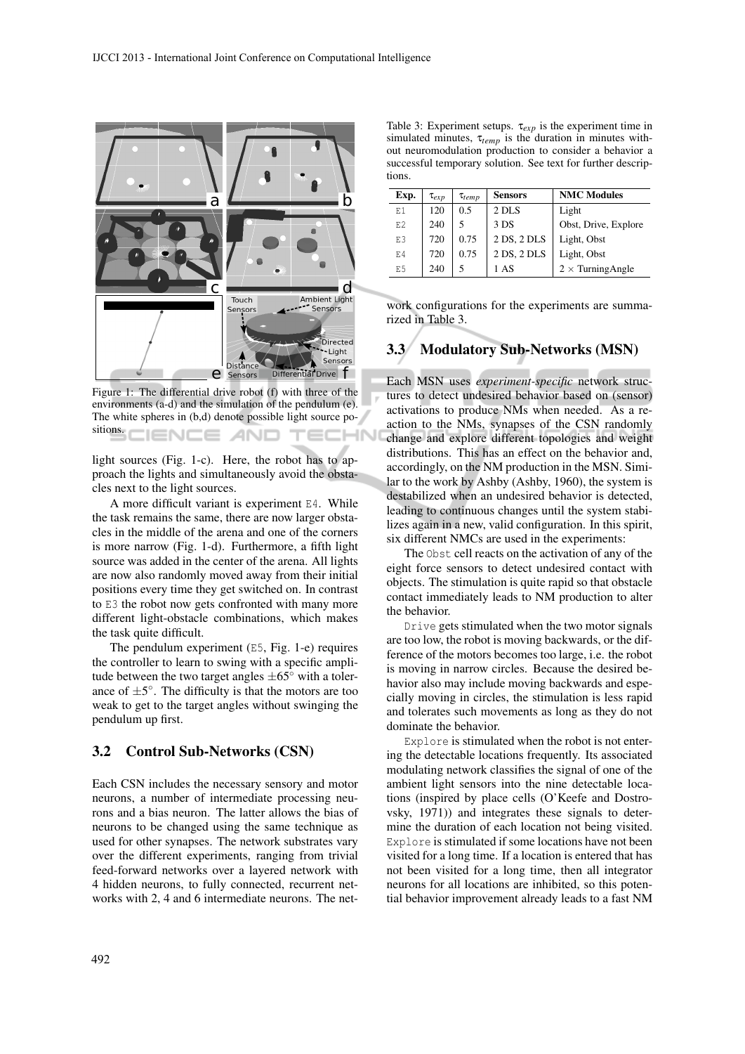Figure 1: The differential drive robot (f) with three of the environments (a-d) and the simulation of the pendulum (e). The white spheres in (b,d) denote possible light source positions.

light sources (Fig. 1-c). Here, the robot has to approach the lights and simultaneously avoid the obstacles next to the light sources.

A more difficult variant is experiment E4. While the task remains the same, there are now larger obstacles in the middle of the arena and one of the corners is more narrow (Fig. 1-d). Furthermore, a fifth light source was added in the center of the arena. All lights are now also randomly moved away from their initial positions every time they get switched on. In contrast to E3 the robot now gets confronted with many more different light-obstacle combinations, which makes the task quite difficult.

The pendulum experiment (E5, Fig. 1-e) requires the controller to learn to swing with a specific amplitude between the two target angles $\pm 65^{\circ}$ with a tolerance of $\pm 5^{\circ}$. The difficulty is that the motors are too weak to get to the target angles without swinging the pendulum up first.

## 3.2 Control Sub-Networks (CSN)

Each CSN includes the necessary sensory and motor neurons, a number of intermediate processing neurons and a bias neuron. The latter allows the bias of neurons to be changed using the same technique as used for other synapses. The network substrates vary over the different experiments, ranging from trivial feed-forward networks over a layered network with 4 hidden neurons, to fully connected, recurrent networks with 2, 4 and 6 intermediate neurons. The network configurations for the experiments are summarized in Table 3.

Table 3: Experiment setups. $\tau_{exp}$ is the experiment time in simulated minutes, $\tau_{temp}$ is the duration in minutes without neuromodulation production to consider a behavior a successful temporary solution. See text for further descriptions.

| Exp. | $\tau_{exp}$ | $\tau_{temp}$ | Sensors | NMC Modules |
|---|---|---|---|---|
| E1 | 120 | 0.5 | 2 DLS | Light |
| E2 | 240 | 5 | 3 DS | Obst, Drive, Explore |
| E3 | 720 | 0.75 | 2 DS, 2 DLS | Light, Obst |
| E4 | 720 | 0.75 | 2 DS, 2 DLS | Light, Obst |
| E5 | 240 | 5 | 1 AS | 2 × TurningAngle |

## 3.3 Modulatory Sub-Networks (MSN)

Each MSN uses *experiment-specific* network structures to detect undesired behavior based on (sensor) activations to produce NMs when needed. As a reaction to the NMs, synapses of the CSN randomly change and explore different topologies and weight distributions. This has an effect on the behavior and, accordingly, on the NM production in the MSN. Similar to the work by Ashby (Ashby, 1960), the system is destabilized when an undesired behavior is detected, leading to continuous changes until the system stabilizes again in a new, valid configuration. In this spirit, six different NMCs are used in the experiments:

The Obst cell reacts on the activation of any of the eight force sensors to detect undesired contact with objects. The stimulation is quite rapid so that obstacle contact immediately leads to NM production to alter the behavior.

Drive gets stimulated when the two motor signals are too low, the robot is moving backwards, or the difference of the motors becomes too large, i.e. the robot is moving in narrow circles. Because the desired behavior also may include moving backwards and especially moving in circles, the stimulation is less rapid and tolerates such movements as long as they do not dominate the behavior.

Explore is stimulated when the robot is not entering the detectable locations frequently. Its associated modulating network classifies the signal of one of the ambient light sensors into the nine detectable locations (inspired by place cells (O'Keefe and Dostrovsky, 1971)) and integrates these signals to determine the duration of each location not being visited. Explore is stimulated if some locations have not been visited for a long time. If a location is entered that has not been visited for a long time, then all integrator neurons for all locations are inhibited, so this potential behavior improvement already leads to a fast NM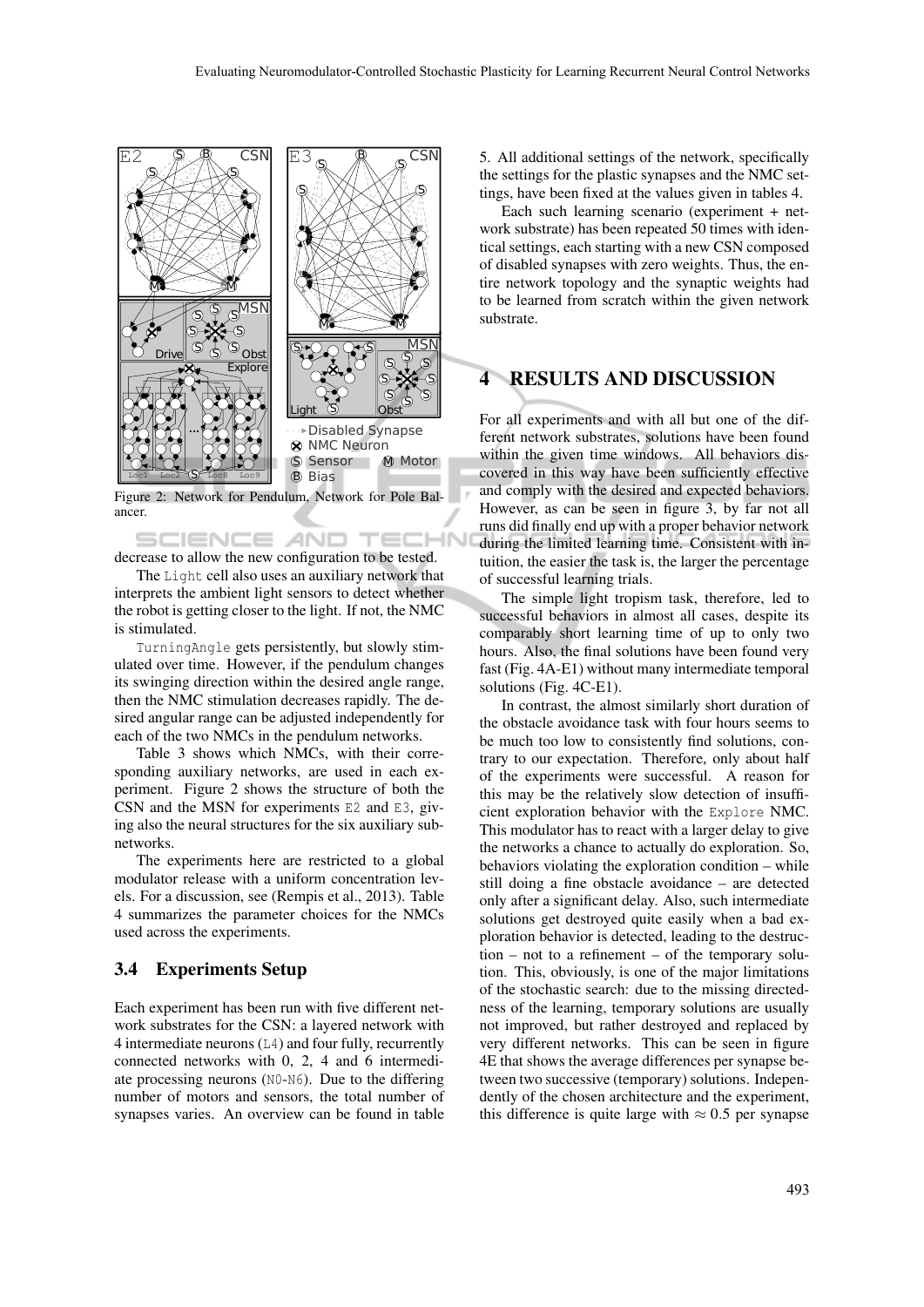Figure 2: Network for Pendulum, Network for Pole Balancer.

decrease to allow the new configuration to be tested.

The Light cell also uses an auxiliary network that interprets the ambient light sensors to detect whether the robot is getting closer to the light. If not, the NMC is stimulated.

TurningAngle gets persistently, but slowly stimulated over time. However, if the pendulum changes its swinging direction within the desired angle range, then the NMC stimulation decreases rapidly. The desired angular range can be adjusted independently for each of the two NMCs in the pendulum networks.

Table 3 shows which NMCs, with their corresponding auxiliary networks, are used in each experiment. Figure 2 shows the structure of both the CSN and the MSN for experiments E2 and E3, giving also the neural structures for the six auxiliary subnetworks.

The experiments here are restricted to a global modulator release with a uniform concentration levels. For a discussion, see (Rempis et al., 2013). Table 4 summarizes the parameter choices for the NMCs used across the experiments.

### 3.4 Experiments Setup

Each experiment has been run with five different network substrates for the CSN: a layered network with 4 intermediate neurons (L4) and four fully, recurrently connected networks with 0, 2, 4 and 6 intermediate processing neurons (N0-N6). Due to the differing number of motors and sensors, the total number of synapses varies. An overview can be found in table 5. All additional settings of the network, specifically the settings for the plastic synapses and the NMC settings, have been fixed at the values given in tables 4.

Each such learning scenario (experiment + network substrate) has been repeated 50 times with identical settings, each starting with a new CSN composed of disabled synapses with zero weights. Thus, the entire network topology and the synaptic weights had to be learned from scratch within the given network substrate.

## 4 RESULTS AND DISCUSSION

For all experiments and with all but one of the different network substrates, solutions have been found within the given time windows. All behaviors discovered in this way have been sufficiently effective and comply with the desired and expected behaviors. However, as can be seen in figure 3, by far not all runs did finally end up with a proper behavior network during the limited learning time. Consistent with intuition, the easier the task is, the larger the percentage of successful learning trials.

The simple light tropism task, therefore, led to successful behaviors in almost all cases, despite its comparably short learning time of up to only two hours. Also, the final solutions have been found very fast (Fig. 4A-E1) without many intermediate temporal solutions (Fig. 4C-E1).

In contrast, the almost similarly short duration of the obstacle avoidance task with four hours seems to be much too low to consistently find solutions, contrary to our expectation. Therefore, only about half of the experiments were successful. A reason for this may be the relatively slow detection of insufficient exploration behavior with the Explore NMC. This modulator has to react with a larger delay to give the networks a chance to actually do exploration. So, behaviors violating the exploration condition – while still doing a fine obstacle avoidance – are detected only after a significant delay. Also, such intermediate solutions get destroyed quite easily when a bad exploration behavior is detected, leading to the destruction – not to a refinement – of the temporary solution. This, obviously, is one of the major limitations of the stochastic search: due to the missing directedness of the learning, temporary solutions are usually not improved, but rather destroyed and replaced by very different networks. This can be seen in figure 4E that shows the average differences per synapse between two successive (temporary) solutions. Independently of the chosen architecture and the experiment, this difference is quite large with $\approx 0.5$ per synapse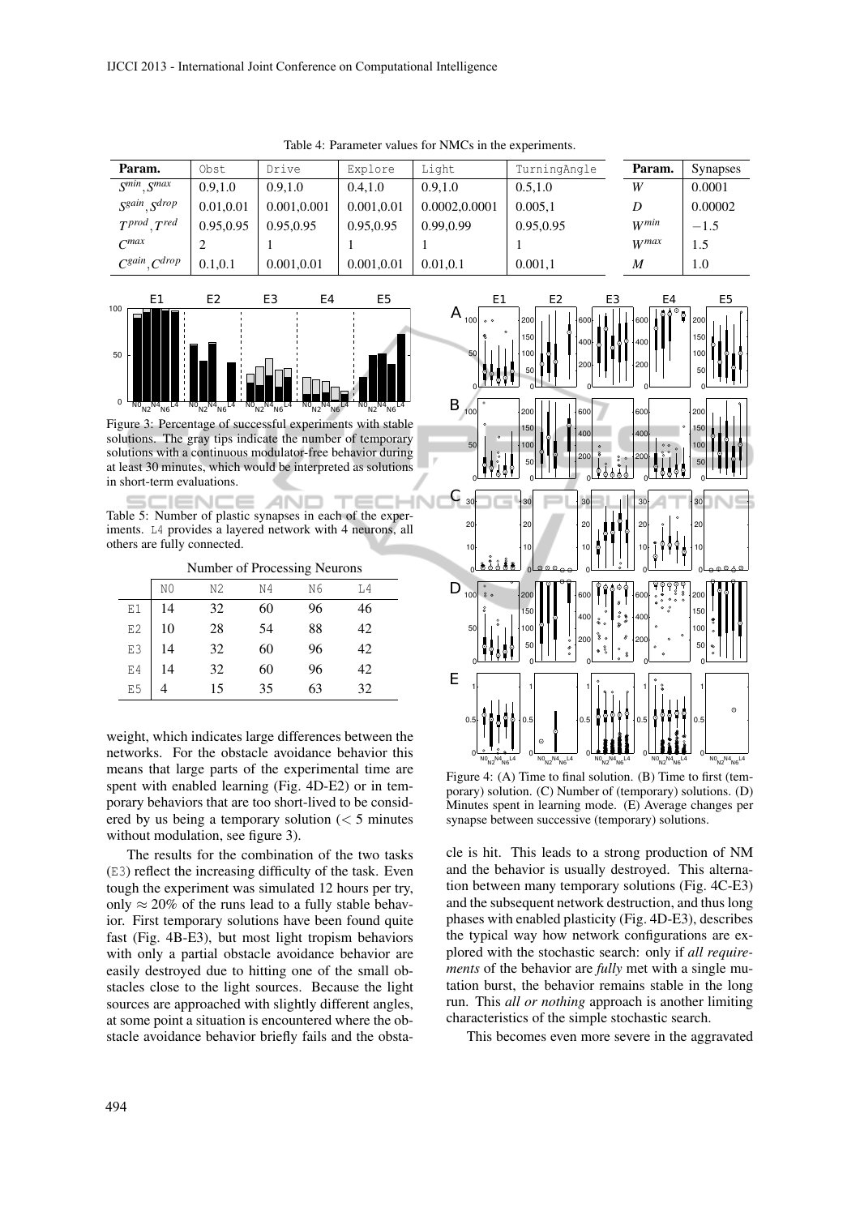Table 4: Parameter values for NMCs in the experiments.

| Param. | Obst | Drive | Explore | Light | TurningAngle |
|---|---|---|---|---|---|
| $S^{min}, S^{max}$ | 0.9,1.0 | 0.9,1.0 | 0.4,1.0 | 0.9,1.0 | 0.5,1.0 |
| $S^{gain}, S^{drop}$ | 0.01,0.01 | 0.001,0.001 | 0.001,0.01 | 0.0002,0.0001 | 0.005,1 |
| $T^{prod}, T^{red}$ | 0.95,0.95 | 0.95,0.95 | 0.95,0.95 | 0.99,0.99 | 0.95,0.95 |
| $C^{max}$ | 2 | 1 | 1 | 1 | 1 |
| $C^{gain}, C^{drop}$ | 0.1,0.1 | 0.001,0.01 | 0.001,0.01 | 0.01,0.1 | 0.001,1 |

| Param. | Synapses |
|---|---|
| $W$ | 0.0001 |
| $D$ | 0.00002 |
| $W^{min}$ | $-1.5$ |
| $W^{max}$ | 1.5 |
| $M$ | 1.0 |

Figure 3: Percentage of successful experiments with stable solutions. The gray tips indicate the number of temporary solutions with a continuous modulator-free behavior during at least 30 minutes, which would be interpreted as solutions in short-term evaluations.

Table 5: Number of plastic synapses in each of the experiments. L4 provides a layered network with 4 neurons, all others are fully connected.

| | Number of Processing Neurons | | | | |
|---|---|---|---|---|---|
| | N0 | N2 | N4 | N6 | L4 |
| E1 | 14 | 32 | 60 | 96 | 46 |
| E2 | 10 | 28 | 54 | 88 | 42 |
| E3 | 14 | 32 | 60 | 96 | 42 |
| E4 | 14 | 32 | 60 | 96 | 42 |
| E5 | 4 | 15 | 35 | 63 | 32 |

weight, which indicates large differences between the networks. For the obstacle avoidance behavior this means that large parts of the experimental time are spent with enabled learning (Fig. 4D-E2) or in temporary behaviors that are too short-lived to be considered by us being a temporary solution (< 5 minutes without modulation, see figure 3).

The results for the combination of the two tasks (E3) reflect the increasing difficulty of the task. Even tough the experiment was simulated 12 hours per try, only ≈ 20% of the runs lead to a fully stable behavior. First temporary solutions have been found quite fast (Fig. 4B-E3), but most light tropism behaviors with only a partial obstacle avoidance behavior are easily destroyed due to hitting one of the small obstacles close to the light sources. Because the light sources are approached with slightly different angles, at some point a situation is encountered where the obstacle avoidance behavior briefly fails and the obstacle is hit. This leads to a strong production of NM and the behavior is usually destroyed. This alternation between many temporary solutions (Fig. 4C-E3) and the subsequent network destruction, and thus long phases with enabled plasticity (Fig. 4D-E3), describes the typical way how network configurations are explored with the stochastic search: only if *all requirements* of the behavior are *fully* met with a single mutation burst, the behavior remains stable in the long run. This *all or nothing* approach is another limiting characteristics of the simple stochastic search.

Figure 4: (A) Time to final solution. (B) Time to first (temporary) solution. (C) Number of (temporary) solutions. (D) Minutes spent in learning mode. (E) Average changes per synapse between successive (temporary) solutions.

This becomes even more severe in the aggravated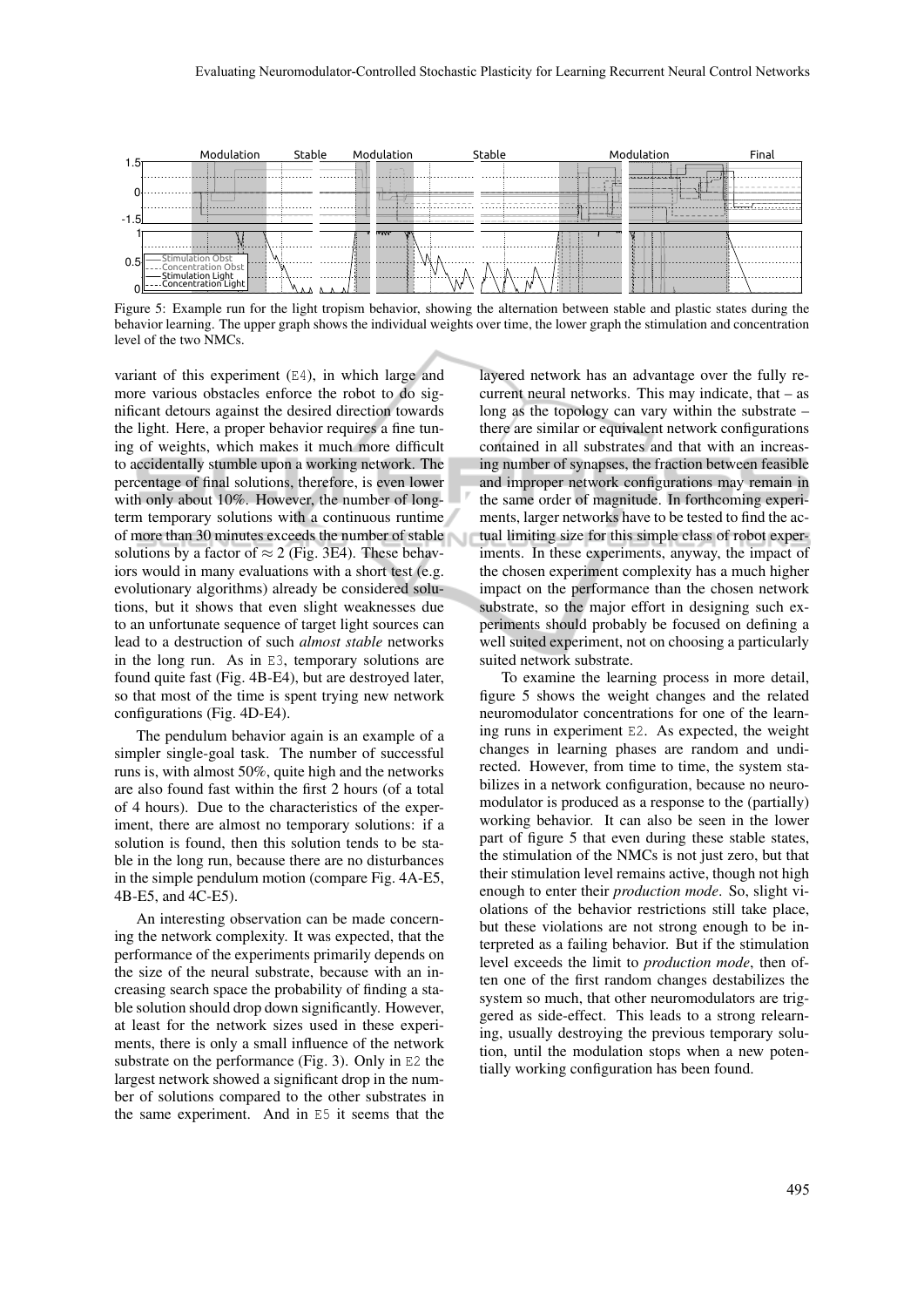Figure 5: Example run for the light tropism behavior, showing the alternation between stable and plastic states during the behavior learning. The upper graph shows the individual weights over time, the lower graph the stimulation and concentration level of the two NMCs.

variant of this experiment (E4), in which large and more various obstacles enforce the robot to do significant detours against the desired direction towards the light. Here, a proper behavior requires a fine tuning of weights, which makes it much more difficult to accidentally stumble upon a working network. The percentage of final solutions, therefore, is even lower with only about 10%. However, the number of long-term temporary solutions with a continuous runtime of more than 30 minutes exceeds the number of stable solutions by a factor of $\approx 2$ (Fig. 3E4). These behaviors would in many evaluations with a short test (e.g. evolutionary algorithms) already be considered solutions, but it shows that even slight weaknesses due to an unfortunate sequence of target light sources can lead to a destruction of such *almost stable* networks in the long run. As in E3, temporary solutions are found quite fast (Fig. 4B-E4), but are destroyed later, so that most of the time is spent trying new network configurations (Fig. 4D-E4).

The pendulum behavior again is an example of a simpler single-goal task. The number of successful runs is, with almost 50%, quite high and the networks are also found fast within the first 2 hours (of a total of 4 hours). Due to the characteristics of the experiment, there are almost no temporary solutions: if a solution is found, then this solution tends to be stable in the long run, because there are no disturbances in the simple pendulum motion (compare Fig. 4A-E5, 4B-E5, and 4C-E5).

An interesting observation can be made concerning the network complexity. It was expected, that the performance of the experiments primarily depends on the size of the neural substrate, because with an increasing search space the probability of finding a stable solution should drop down significantly. However, at least for the network sizes used in these experiments, there is only a small influence of the network substrate on the performance (Fig. 3). Only in E2 the largest network showed a significant drop in the number of solutions compared to the other substrates in the same experiment. And in E5 it seems that the layered network has an advantage over the fully recurrent neural networks. This may indicate, that – as long as the topology can vary within the substrate – there are similar or equivalent network configurations contained in all substrates and that with an increasing number of synapses, the fraction between feasible and improper network configurations may remain in the same order of magnitude. In forthcoming experiments, larger networks have to be tested to find the actual limiting size for this simple class of robot experiments. In these experiments, anyway, the impact of the chosen experiment complexity has a much higher impact on the performance than the chosen network substrate, so the major effort in designing such experiments should probably be focused on defining a well suited experiment, not on choosing a particularly suited network substrate.

To examine the learning process in more detail, figure 5 shows the weight changes and the related neuromodulator concentrations for one of the learning runs in experiment E2. As expected, the weight changes in learning phases are random and undirected. However, from time to time, the system stabilizes in a network configuration, because no neuromodulator is produced as a response to the (partially) working behavior. It can also be seen in the lower part of figure 5 that even during these stable states, the stimulation of the NMCs is not just zero, but that their stimulation level remains active, though not high enough to enter their *production mode*. So, slight violations of the behavior restrictions still take place, but these violations are not strong enough to be interpreted as a failing behavior. But if the stimulation level exceeds the limit to *production mode*, then often one of the first random changes destabilizes the system so much, that other neuromodulators are triggered as side-effect. This leads to a strong relearning, usually destroying the previous temporary solution, until the modulation stops when a new potentially working configuration has been found.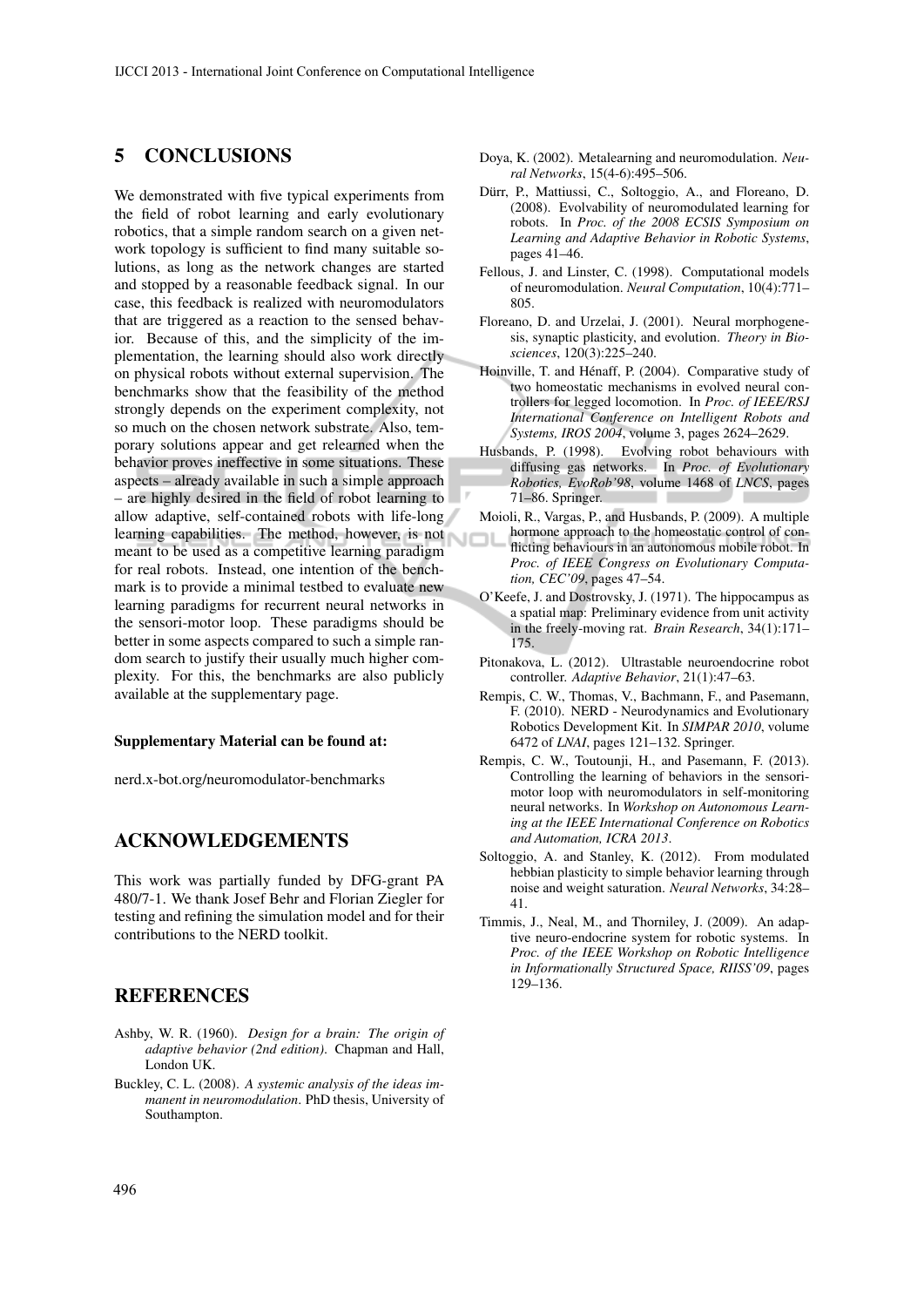## 5 CONCLUSIONS

We demonstrated with five typical experiments from the field of robot learning and early evolutionary robotics, that a simple random search on a given network topology is sufficient to find many suitable solutions, as long as the network changes are started and stopped by a reasonable feedback signal. In our case, this feedback is realized with neuromodulators that are triggered as a reaction to the sensed behavior. Because of this, and the simplicity of the implementation, the learning should also work directly on physical robots without external supervision. The benchmarks show that the feasibility of the method strongly depends on the experiment complexity, not so much on the chosen network substrate. Also, temporary solutions appear and get relearned when the behavior proves ineffective in some situations. These aspects – already available in such a simple approach – are highly desired in the field of robot learning to allow adaptive, self-contained robots with life-long learning capabilities. The method, however, is not meant to be used as a competitive learning paradigm for real robots. Instead, one intention of the benchmark is to provide a minimal testbed to evaluate new learning paradigms for recurrent neural networks in the sensori-motor loop. These paradigms should be better in some aspects compared to such a simple random search to justify their usually much higher complexity. For this, the benchmarks are also publicly available at the supplementary page.

**Supplementary Material can be found at:**

nerd.x-bot.org/neuromodulator-benchmarks

## ACKNOWLEDGEMENTS

This work was partially funded by DFG-grant PA 480/7-1. We thank Josef Behr and Florian Ziegler for testing and refining the simulation model and for their contributions to the NERD toolkit.

## REFERENCES

Ashby, W. R. (1960). *Design for a brain: The origin of adaptive behavior (2nd edition)*. Chapman and Hall, London UK.

Buckley, C. L. (2008). *A systemic analysis of the ideas immanent in neuromodulation*. PhD thesis, University of Southampton.

Doya, K. (2002). Metalearning and neuromodulation. *Neural Networks*, 15(4-6):495–506.

Dürr, P., Mattiussi, C., Soltoggio, A., and Floreano, D. (2008). Evolvability of neuromodulated learning for robots. In *Proc. of the 2008 ECSIS Symposium on Learning and Adaptive Behavior in Robotic Systems*, pages 41–46.

Fellous, J. and Linster, C. (1998). Computational models of neuromodulation. *Neural Computation*, 10(4):771–805.

Floreano, D. and Urzelai, J. (2001). Neural morphogenesis, synaptic plasticity, and evolution. *Theory in Biosciences*, 120(3):225–240.

Hoinville, T. and Hénaff, P. (2004). Comparative study of two homeostatic mechanisms in evolved neural controllers for legged locomotion. In *Proc. of IEEE/RSJ International Conference on Intelligent Robots and Systems, IROS 2004*, volume 3, pages 2624–2629.

Husbands, P. (1998). Evolving robot behaviours with diffusing gas networks. In *Proc. of Evolutionary Robotics, EvoRob'98*, volume 1468 of *LNCS*, pages 71–86. Springer.

Moioli, R., Vargas, P., and Husbands, P. (2009). A multiple hormone approach to the homeostatic control of conflicting behaviours in an autonomous mobile robot. In *Proc. of IEEE Congress on Evolutionary Computation, CEC'09*, pages 47–54.

O'Keefe, J. and Dostrovsky, J. (1971). The hippocampus as a spatial map: Preliminary evidence from unit activity in the freely-moving rat. *Brain Research*, 34(1):171–175.

Pitonakova, L. (2012). Ultrastable neuroendocrine robot controller. *Adaptive Behavior*, 21(1):47–63.

Rempis, C. W., Thomas, V., Bachmann, F., and Pasemann, F. (2010). NERD - Neurodynamics and Evolutionary Robotics Development Kit. In *SIMPAR 2010*, volume 6472 of *LNAI*, pages 121–132. Springer.

Rempis, C. W., Toutounji, H., and Pasemann, F. (2013). Controlling the learning of behaviors in the sensorimotor loop with neuromodulators in self-monitoring neural networks. In *Workshop on Autonomous Learning at the IEEE International Conference on Robotics and Automation, ICRA 2013*.

Soltoggio, A. and Stanley, K. (2012). From modulated hebbian plasticity to simple behavior learning through noise and weight saturation. *Neural Networks*, 34:28–41.

Timmis, J., Neal, M., and Thorniley, J. (2009). An adaptive neuro-endocrine system for robotic systems. In *Proc. of the IEEE Workshop on Robotic Intelligence in Informationally Structured Space, RIISS'09*, pages 129–136.